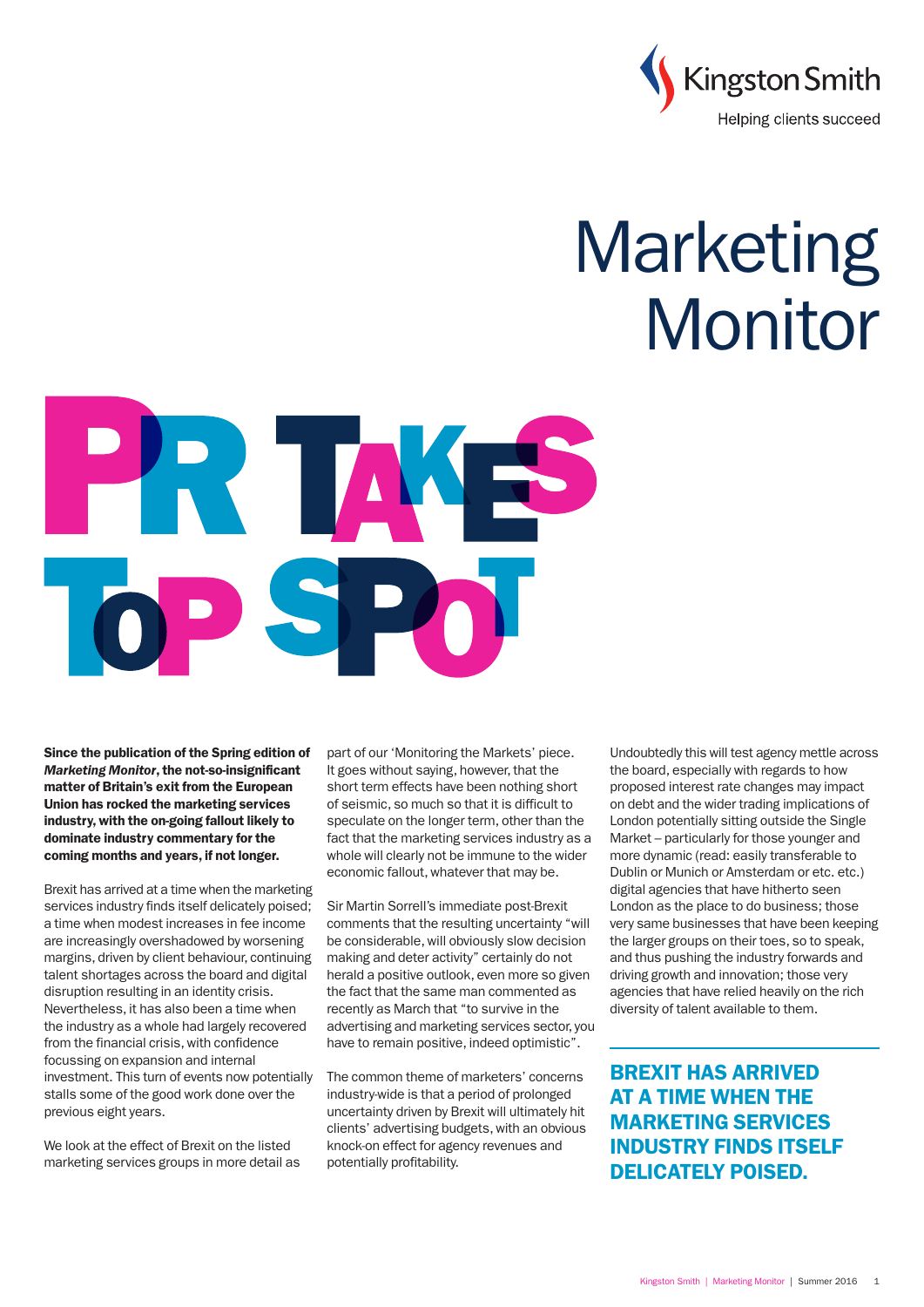Kingston Smith

Helping clients succeed

# Marketing Monitor

# PR Takes Top Spot

**Since the publication of the Spring edition of *Marketing Monitor*, the not-so-insignificant matter of Britain's exit from the European Union has rocked the marketing services industry, with the on-going fallout likely to dominate industry commentary for the coming months and years, if not longer.**

Brexit has arrived at a time when the marketing services industry finds itself delicately poised; a time when modest increases in fee income are increasingly overshadowed by worsening margins, driven by client behaviour, continuing talent shortages across the board and digital disruption resulting in an identity crisis. Nevertheless, it has also been a time when the industry as a whole had largely recovered from the financial crisis, with confidence focussing on expansion and internal investment. This turn of events now potentially stalls some of the good work done over the previous eight years.

We look at the effect of Brexit on the listed marketing services groups in more detail as part of our 'Monitoring the Markets' piece. It goes without saying, however, that the short term effects have been nothing short of seismic, so much so that it is difficult to speculate on the longer term, other than the fact that the marketing services industry as a whole will clearly not be immune to the wider economic fallout, whatever that may be.

Sir Martin Sorrell's immediate post-Brexit comments that the resulting uncertainty "will be considerable, will obviously slow decision making and deter activity" certainly do not herald a positive outlook, even more so given the fact that the same man commented as recently as March that "to survive in the advertising and marketing services sector, you have to remain positive, indeed optimistic".

The common theme of marketers' concerns industry-wide is that a period of prolonged uncertainty driven by Brexit will ultimately hit clients' advertising budgets, with an obvious knock-on effect for agency revenues and potentially profitability.

Undoubtedly this will test agency mettle across the board, especially with regards to how proposed interest rate changes may impact on debt and the wider trading implications of London potentially sitting outside the Single Market – particularly for those younger and more dynamic (read: easily transferable to Dublin or Munich or Amsterdam or etc. etc.) digital agencies that have hitherto seen London as the place to do business; those very same businesses that have been keeping the larger groups on their toes, so to speak, and thus pushing the industry forwards and driving growth and innovation; those very agencies that have relied heavily on the rich diversity of talent available to them.

**BREXIT HAS ARRIVED AT A TIME WHEN THE MARKETING SERVICES INDUSTRY FINDS ITSELF DELICATELY POISED.**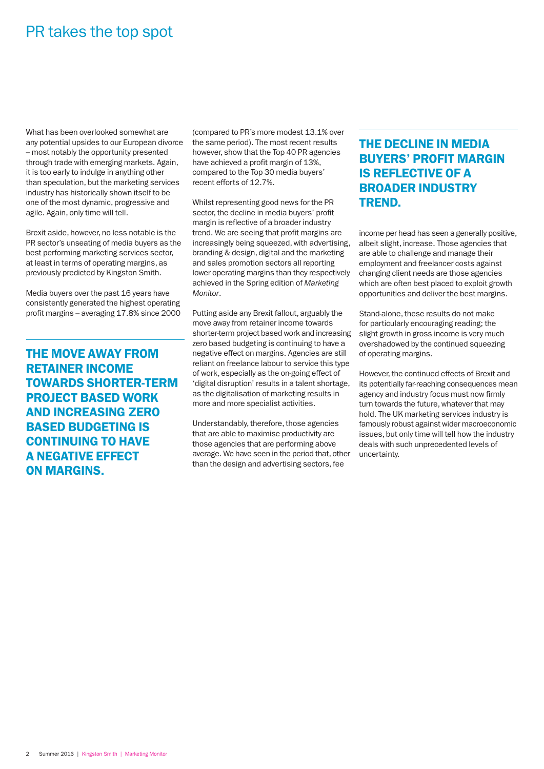# PR takes the top spot

What has been overlooked somewhat are any potential upsides to our European divorce – most notably the opportunity presented through trade with emerging markets. Again, it is too early to indulge in anything other than speculation, but the marketing services industry has historically shown itself to be one of the most dynamic, progressive and agile. Again, only time will tell.

Brexit aside, however, no less notable is the PR sector's unseating of media buyers as the best performing marketing services sector, at least in terms of operating margins, as previously predicted by Kingston Smith.

Media buyers over the past 16 years have consistently generated the highest operating profit margins – averaging 17.8% since 2000 (compared to PR's more modest 13.1% over the same period). The most recent results however, show that the Top 40 PR agencies have achieved a profit margin of 13%, compared to the Top 30 media buyers' recent efforts of 12.7%.

**THE MOVE AWAY FROM RETAINER INCOME TOWARDS SHORTER-TERM PROJECT BASED WORK AND INCREASING ZERO BASED BUDGETING IS CONTINUING TO HAVE A NEGATIVE EFFECT ON MARGINS.**

Whilst representing good news for the PR sector, the decline in media buyers' profit margin is reflective of a broader industry trend. We are seeing that profit margins are increasingly being squeezed, with advertising, branding & design, digital and the marketing and sales promotion sectors all reporting lower operating margins than they respectively achieved in the Spring edition of *Marketing Monitor*.

Putting aside any Brexit fallout, arguably the move away from retainer income towards shorter-term project based work and increasing zero based budgeting is continuing to have a negative effect on margins. Agencies are still reliant on freelance labour to service this type of work, especially as the on-going effect of 'digital disruption' results in a talent shortage, as the digitalisation of marketing results in more and more specialist activities.

Understandably, therefore, those agencies that are able to maximise productivity are those agencies that are performing above average. We have seen in the period that, other than the design and advertising sectors, fee income per head has seen a generally positive, albeit slight, increase. Those agencies that are able to challenge and manage their employment and freelancer costs against changing client needs are those agencies which are often best placed to exploit growth opportunities and deliver the best margins.

**THE DECLINE IN MEDIA BUYERS' PROFIT MARGIN IS REFLECTIVE OF A BROADER INDUSTRY TREND.**

Stand-alone, these results do not make for particularly encouraging reading; the slight growth in gross income is very much overshadowed by the continued squeezing of operating margins.

However, the continued effects of Brexit and its potentially far-reaching consequences mean agency and industry focus must now firmly turn towards the future, whatever that may hold. The UK marketing services industry is famously robust against wider macroeconomic issues, but only time will tell how the industry deals with such unprecedented levels of uncertainty.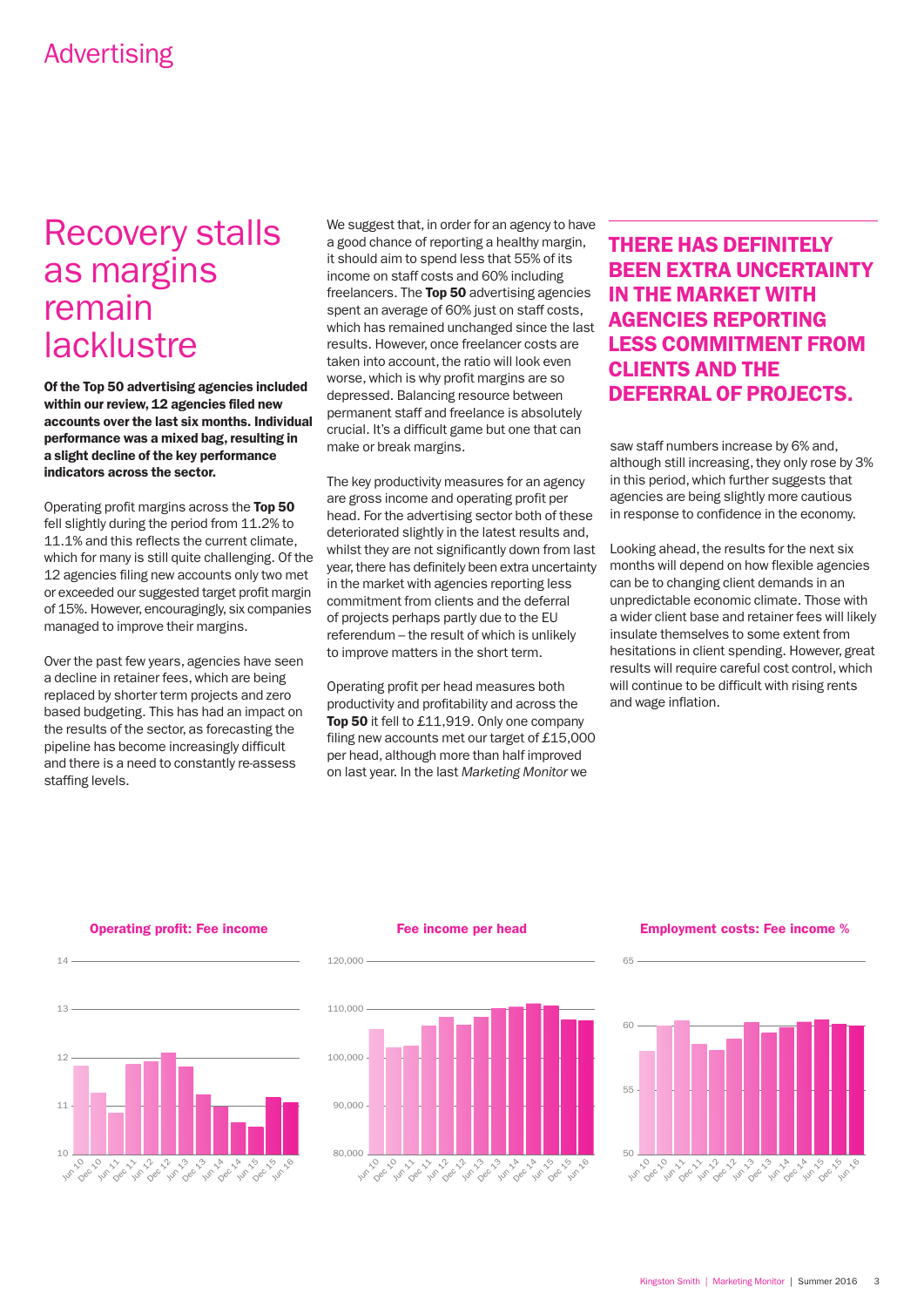Advertising

# Recovery stalls as margins remain lacklustre

**Of the Top 50 advertising agencies included within our review, 12 agencies filed new accounts over the last six months. Individual performance was a mixed bag, resulting in a slight decline of the key performance indicators across the sector.**

Operating profit margins across the **Top 50** fell slightly during the period from 11.2% to 11.1% and this reflects the current climate, which for many is still quite challenging. Of the 12 agencies filing new accounts only two met or exceeded our suggested target profit margin of 15%. However, encouragingly, six companies managed to improve their margins.

Over the past few years, agencies have seen a decline in retainer fees, which are being replaced by shorter term projects and zero based budgeting. This has had an impact on the results of the sector, as forecasting the pipeline has become increasingly difficult and there is a need to constantly re-assess staffing levels.

We suggest that, in order for an agency to have a good chance of reporting a healthy margin, it should aim to spend less that 55% of its income on staff costs and 60% including freelancers. The **Top 50** advertising agencies spent an average of 60% just on staff costs, which has remained unchanged since the last results. However, once freelancer costs are taken into account, the ratio will look even worse, which is why profit margins are so depressed. Balancing resource between permanent staff and freelance is absolutely crucial. It's a difficult game but one that can make or break margins.

The key productivity measures for an agency are gross income and operating profit per head. For the advertising sector both of these deteriorated slightly in the latest results and, whilst they are not significantly down from last year, there has definitely been extra uncertainty in the market with agencies reporting less commitment from clients and the deferral of projects perhaps partly due to the EU referendum – the result of which is unlikely to improve matters in the short term.

Operating profit per head measures both productivity and profitability and across the **Top 50** it fell to £11,919. Only one company filing new accounts met our target of £15,000 per head, although more than half improved on last year. In the last *Marketing Monitor* we saw staff numbers increase by 6% and, although still increasing, they only rose by 3% in this period, which further suggests that agencies are being slightly more cautious in response to confidence in the economy.

**THERE HAS DEFINITELY BEEN EXTRA UNCERTAINTY IN THE MARKET WITH AGENCIES REPORTING LESS COMMITMENT FROM CLIENTS AND THE DEFERRAL OF PROJECTS.**

Looking ahead, the results for the next six months will depend on how flexible agencies can be to changing client demands in an unpredictable economic climate. Those with a wider client base and retainer fees will likely insulate themselves to some extent from hesitations in client spending. However, great results will require careful cost control, which will continue to be difficult with rising rents and wage inflation.

**Operating profit: Fee income**

**Fee income per head**

**Employment costs: Fee income %**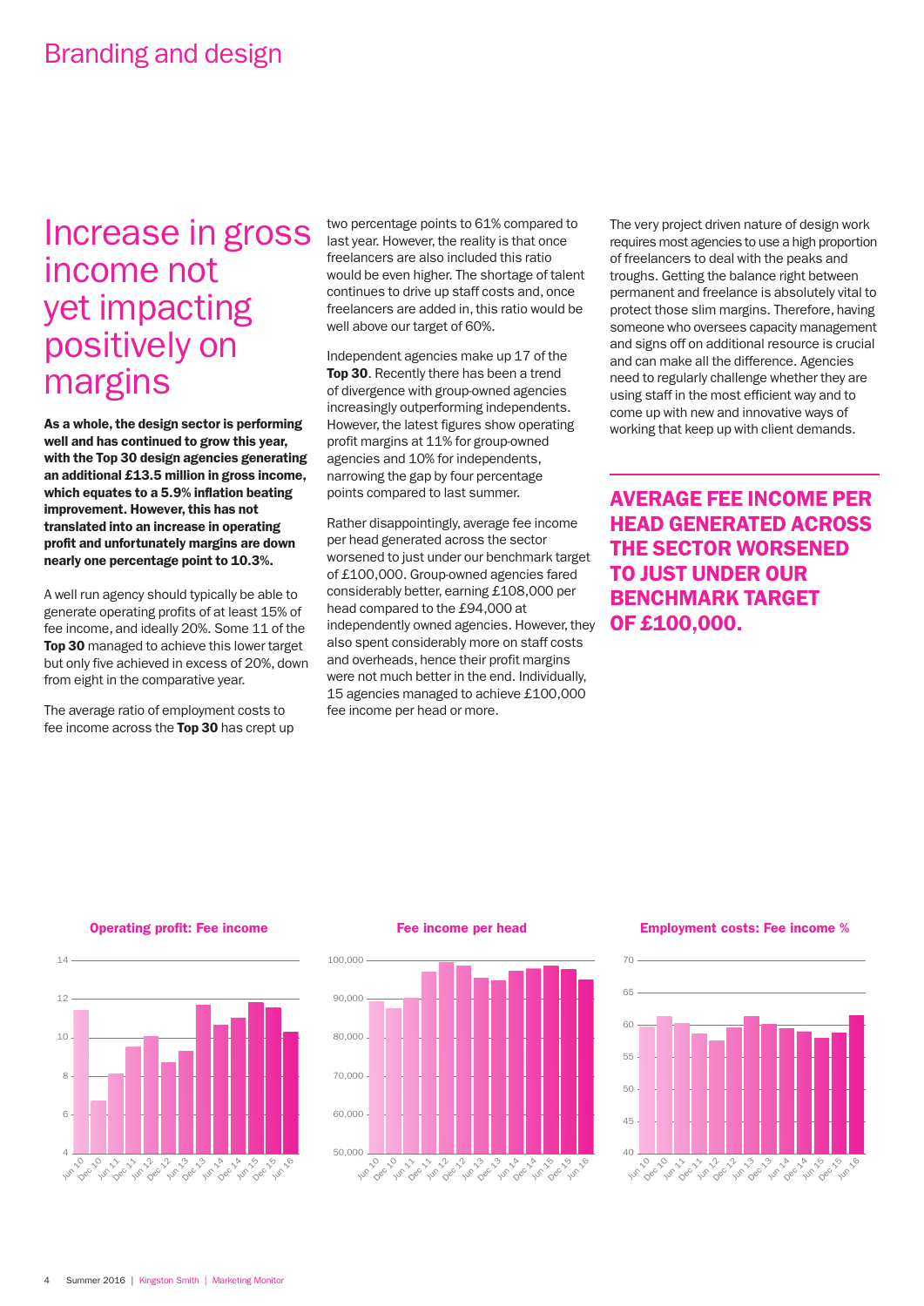# Increase in gross income not yet impacting positively on margins

**As a whole, the design sector is performing well and has continued to grow this year, with the Top 30 design agencies generating an additional £13.5 million in gross income, which equates to a 5.9% inflation beating improvement. However, this has not translated into an increase in operating profit and unfortunately margins are down nearly one percentage point to 10.3%.**

A well run agency should typically be able to generate operating profits of at least 15% of fee income, and ideally 20%. Some 11 of the **Top 30** managed to achieve this lower target but only five achieved in excess of 20%, down from eight in the comparative year.

The average ratio of employment costs to fee income across the **Top 30** has crept up two percentage points to 61% compared to last year. However, the reality is that once freelancers are also included this ratio would be even higher. The shortage of talent continues to drive up staff costs and, once freelancers are added in, this ratio would be well above our target of 60%.

Independent agencies make up 17 of the **Top 30**. Recently there has been a trend of divergence with group-owned agencies increasingly outperforming independents. However, the latest figures show operating profit margins at 11% for group-owned agencies and 10% for independents, narrowing the gap by four percentage points compared to last summer.

Rather disappointingly, average fee income per head generated across the sector worsened to just under our benchmark target of £100,000. Group-owned agencies fared considerably better, earning £108,000 per head compared to the £94,000 at independently owned agencies. However, they also spent considerably more on staff costs and overheads, hence their profit margins were not much better in the end. Individually, 15 agencies managed to achieve £100,000 fee income per head or more.

The very project driven nature of design work requires most agencies to use a high proportion of freelancers to deal with the peaks and troughs. Getting the balance right between permanent and freelance is absolutely vital to protect those slim margins. Therefore, having someone who oversees capacity management and signs off on additional resource is crucial and can make all the difference. Agencies need to regularly challenge whether they are using staff in the most efficient way and to come up with new and innovative ways of working that keep up with client demands.

**AVERAGE FEE INCOME PER HEAD GENERATED ACROSS THE SECTOR WORSENED TO JUST UNDER OUR BENCHMARK TARGET OF £100,000.**

**Operating profit: Fee income**

**Fee income per head**

**Employment costs: Fee income %**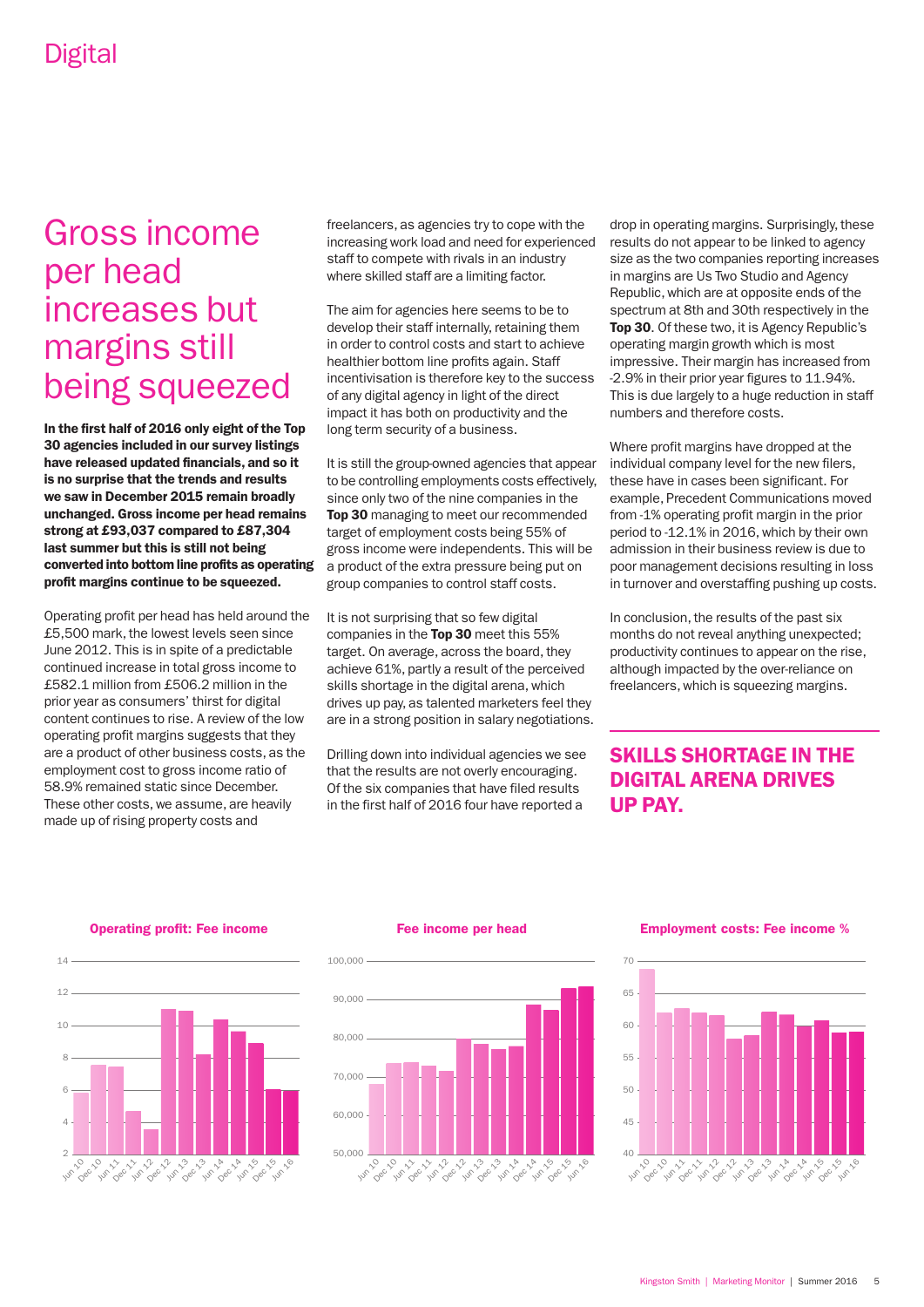# Digital

## Gross income per head increases but margins still being squeezed

**In the first half of 2016 only eight of the Top 30 agencies included in our survey listings have released updated financials, and so it is no surprise that the trends and results we saw in December 2015 remain broadly unchanged. Gross income per head remains strong at £93,037 compared to £87,304 last summer but this is still not being converted into bottom line profits as operating profit margins continue to be squeezed.**

Operating profit per head has held around the £5,500 mark, the lowest levels seen since June 2012. This is in spite of a predictable continued increase in total gross income to £582.1 million from £506.2 million in the prior year as consumers' thirst for digital content continues to rise. A review of the low operating profit margins suggests that they are a product of other business costs, as the employment cost to gross income ratio of 58.9% remained static since December. These other costs, we assume, are heavily made up of rising property costs and freelancers, as agencies try to cope with the increasing work load and need for experienced staff to compete with rivals in an industry where skilled staff are a limiting factor.

The aim for agencies here seems to be to develop their staff internally, retaining them in order to control costs and start to achieve healthier bottom line profits again. Staff incentivisation is therefore key to the success of any digital agency in light of the direct impact it has both on productivity and the long term security of a business.

It is still the group-owned agencies that appear to be controlling employments costs effectively, since only two of the nine companies in the **Top 30** managing to meet our recommended target of employment costs being 55% of gross income were independents. This will be a product of the extra pressure being put on group companies to control staff costs.

It is not surprising that so few digital companies in the **Top 30** meet this 55% target. On average, across the board, they achieve 61%, partly a result of the perceived skills shortage in the digital arena, which drives up pay, as talented marketers feel they are in a strong position in salary negotiations.

Drilling down into individual agencies we see that the results are not overly encouraging. Of the six companies that have filed results in the first half of 2016 four have reported a drop in operating margins. Surprisingly, these results do not appear to be linked to agency size as the two companies reporting increases in margins are Us Two Studio and Agency Republic, which are at opposite ends of the spectrum at 8th and 30th respectively in the **Top 30**. Of these two, it is Agency Republic's operating margin growth which is most impressive. Their margin has increased from -2.9% in their prior year figures to 11.94%. This is due largely to a huge reduction in staff numbers and therefore costs.

Where profit margins have dropped at the individual company level for the new filers, these have in cases been significant. For example, Precedent Communications moved from -1% operating profit margin in the prior period to -12.1% in 2016, which by their own admission in their business review is due to poor management decisions resulting in loss in turnover and overstaffing pushing up costs.

In conclusion, the results of the past six months do not reveal anything unexpected; productivity continues to appear on the rise, although impacted by the over-reliance on freelancers, which is squeezing margins.

**SKILLS SHORTAGE IN THE DIGITAL ARENA DRIVES UP PAY.**

**Operating profit: Fee income**

**Fee income per head**

**Employment costs: Fee income %**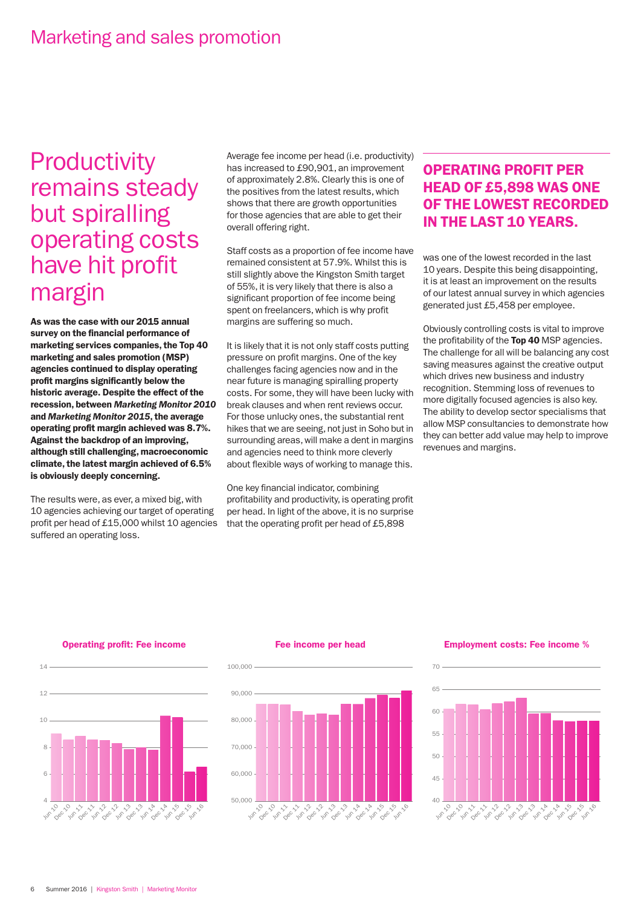# Marketing and sales promotion

## Productivity remains steady but spiralling operating costs have hit profit margin

**As was the case with our 2015 annual survey on the financial performance of marketing services companies, the Top 40 marketing and sales promotion (MSP) agencies continued to display operating profit margins significantly below the historic average. Despite the effect of the recession, between *Marketing Monitor 2010* and *Marketing Monitor 2015*, the average operating profit margin achieved was 8.7%. Against the backdrop of an improving, although still challenging, macroeconomic climate, the latest margin achieved of 6.5% is obviously deeply concerning.**

The results were, as ever, a mixed big, with 10 agencies achieving our target of operating profit per head of £15,000 whilst 10 agencies suffered an operating loss.

Average fee income per head (i.e. productivity) has increased to £90,901, an improvement of approximately 2.8%. Clearly this is one of the positives from the latest results, which shows that there are growth opportunities for those agencies that are able to get their overall offering right.

Staff costs as a proportion of fee income have remained consistent at 57.9%. Whilst this is still slightly above the Kingston Smith target of 55%, it is very likely that there is also a significant proportion of fee income being spent on freelancers, which is why profit margins are suffering so much.

It is likely that it is not only staff costs putting pressure on profit margins. One of the key challenges facing agencies now and in the near future is managing spiralling property costs. For some, they will have been lucky with break clauses and when rent reviews occur. For those unlucky ones, the substantial rent hikes that we are seeing, not just in Soho but in surrounding areas, will make a dent in margins and agencies need to think more cleverly about flexible ways of working to manage this.

One key financial indicator, combining profitability and productivity, is operating profit per head. In light of the above, it is no surprise that the operating profit per head of £5,898 was one of the lowest recorded in the last 10 years. Despite this being disappointing, it is at least an improvement on the results of our latest annual survey in which agencies generated just £5,458 per employee.

**OPERATING PROFIT PER HEAD OF £5,898 WAS ONE OF THE LOWEST RECORDED IN THE LAST 10 YEARS.**

Obviously controlling costs is vital to improve the profitability of the **Top 40** MSP agencies. The challenge for all will be balancing any cost saving measures against the creative output which drives new business and industry recognition. Stemming loss of revenues to more digitally focused agencies is also key. The ability to develop sector specialisms that allow MSP consultancies to demonstrate how they can better add value may help to improve revenues and margins.

**Operating profit: Fee income**

**Fee income per head**

**Employment costs: Fee income %**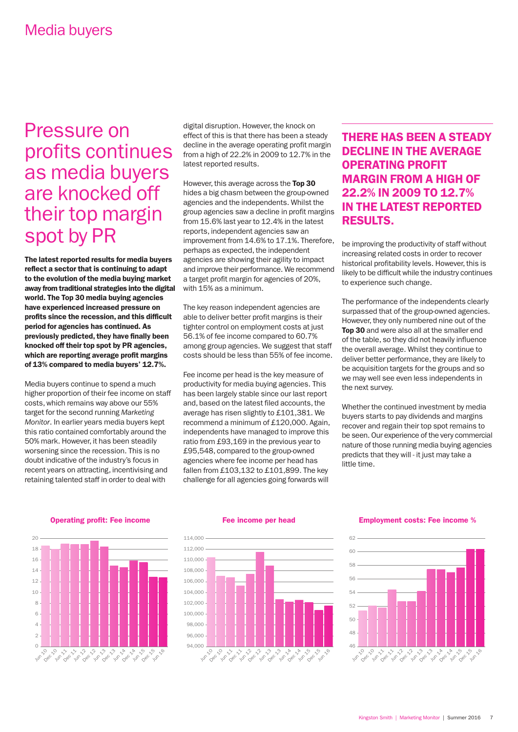# Media buyers

## Pressure on profits continues as media buyers are knocked off their top margin spot by PR

**The latest reported results for media buyers reflect a sector that is continuing to adapt to the evolution of the media buying market away from traditional strategies into the digital world. The Top 30 media buying agencies have experienced increased pressure on profits since the recession, and this difficult period for agencies has continued. As previously predicted, they have finally been knocked off their top spot by PR agencies, which are reporting average profit margins of 13% compared to media buyers' 12.7%.**

Media buyers continue to spend a much higher proportion of their fee income on staff costs, which remains way above our 55% target for the second running *Marketing Monitor*. In earlier years media buyers kept this ratio contained comfortably around the 50% mark. However, it has been steadily worsening since the recession. This is no doubt indicative of the industry's focus in recent years on attracting, incentivising and retaining talented staff in order to deal with digital disruption. However, the knock on effect of this is that there has been a steady decline in the average operating profit margin from a high of 22.2% in 2009 to 12.7% in the latest reported results.

However, this average across the **Top 30** hides a big chasm between the group-owned agencies and the independents. Whilst the group agencies saw a decline in profit margins from 15.6% last year to 12.4% in the latest reports, independent agencies saw an improvement from 14.6% to 17.1%. Therefore, perhaps as expected, the independent agencies are showing their agility to impact and improve their performance. We recommend a target profit margin for agencies of 20%, with 15% as a minimum.

The key reason independent agencies are able to deliver better profit margins is their tighter control on employment costs at just 56.1% of fee income compared to 60.7% among group agencies. We suggest that staff costs should be less than 55% of fee income.

Fee income per head is the key measure of productivity for media buying agencies. This has been largely stable since our last report and, based on the latest filed accounts, the average has risen slightly to £101,381. We recommend a minimum of £120,000. Again, independents have managed to improve this ratio from £93,169 in the previous year to £95,548, compared to the group-owned agencies where fee income per head has fallen from £103,132 to £101,899. The key challenge for all agencies going forwards will be improving the productivity of staff without increasing related costs in order to recover historical profitability levels. However, this is likely to be difficult while the industry continues to experience such change.

**THERE HAS BEEN A STEADY DECLINE IN THE AVERAGE OPERATING PROFIT MARGIN FROM A HIGH OF 22.2% IN 2009 TO 12.7% IN THE LATEST REPORTED RESULTS.**

The performance of the independents clearly surpassed that of the group-owned agencies. However, they only numbered nine out of the **Top 30** and were also all at the smaller end of the table, so they did not heavily influence the overall average. Whilst they continue to deliver better performance, they are likely to be acquisition targets for the groups and so we may well see even less independents in the next survey.

Whether the continued investment by media buyers starts to pay dividends and margins recover and regain their top spot remains to be seen. Our experience of the very commercial nature of those running media buying agencies predicts that they will - it just may take a little time.

**Operating profit: Fee income**

**Fee income per head**

**Employment costs: Fee income %**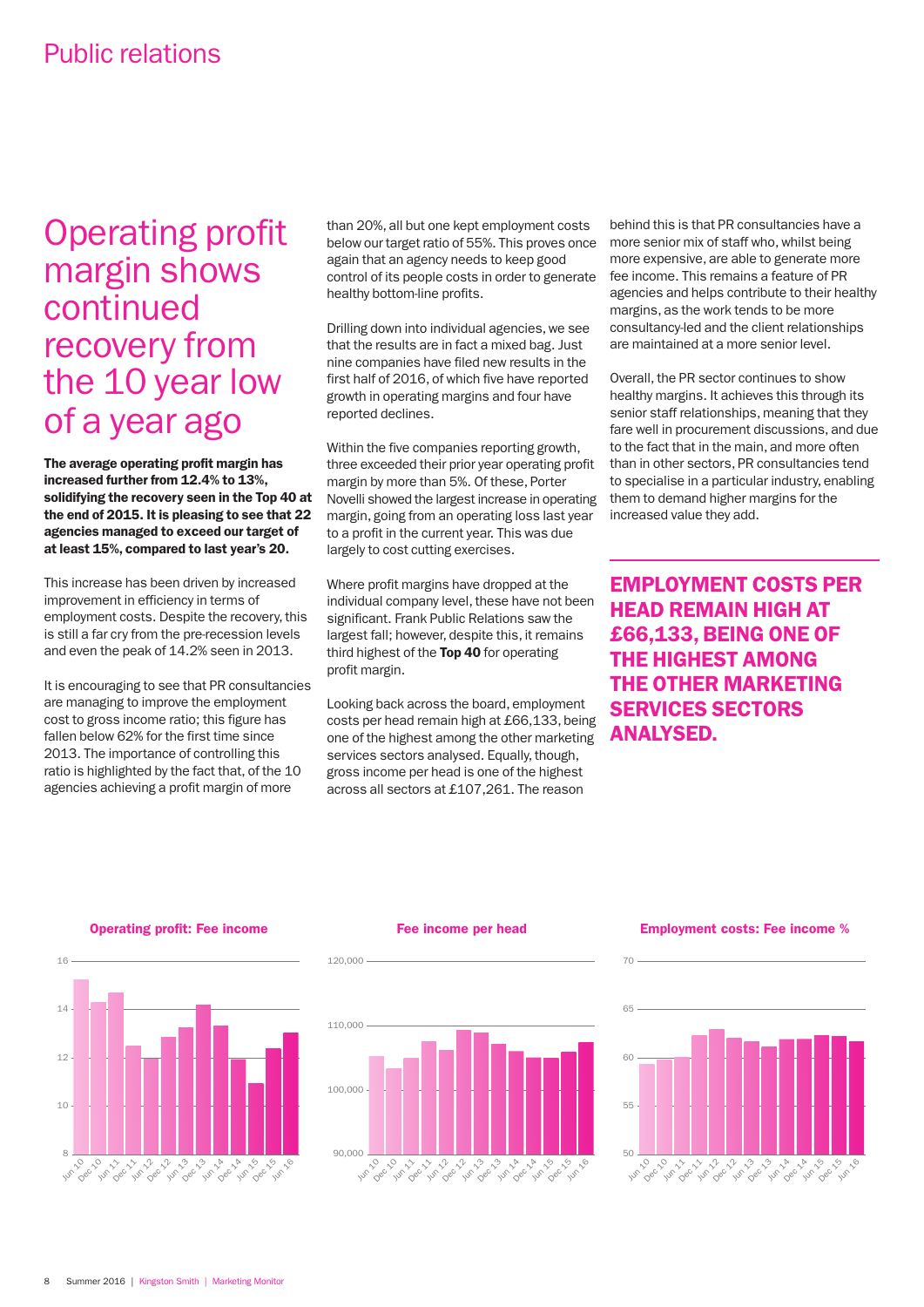# Operating profit margin shows continued recovery from the 10 year low of a year ago

**The average operating profit margin has increased further from 12.4% to 13%, solidifying the recovery seen in the Top 40 at the end of 2015. It is pleasing to see that 22 agencies managed to exceed our target of at least 15%, compared to last year's 20.**

This increase has been driven by increased improvement in efficiency in terms of employment costs. Despite the recovery, this is still a far cry from the pre-recession levels and even the peak of 14.2% seen in 2013.

It is encouraging to see that PR consultancies are managing to improve the employment cost to gross income ratio; this figure has fallen below 62% for the first time since 2013. The importance of controlling this ratio is highlighted by the fact that, of the 10 agencies achieving a profit margin of more than 20%, all but one kept employment costs below our target ratio of 55%. This proves once again that an agency needs to keep good control of its people costs in order to generate healthy bottom-line profits.

Drilling down into individual agencies, we see that the results are in fact a mixed bag. Just nine companies have filed new results in the first half of 2016, of which five have reported growth in operating margins and four have reported declines.

Within the five companies reporting growth, three exceeded their prior year operating profit margin by more than 5%. Of these, Porter Novelli showed the largest increase in operating margin, going from an operating loss last year to a profit in the current year. This was due largely to cost cutting exercises.

Where profit margins have dropped at the individual company level, these have not been significant. Frank Public Relations saw the largest fall; however, despite this, it remains third highest of the **Top 40** for operating profit margin.

Looking back across the board, employment costs per head remain high at £66,133, being one of the highest among the other marketing services sectors analysed. Equally, though, gross income per head is one of the highest across all sectors at £107,261. The reason behind this is that PR consultancies have a more senior mix of staff who, whilst being more expensive, are able to generate more fee income. This remains a feature of PR agencies and helps contribute to their healthy margins, as the work tends to be more consultancy-led and the client relationships are maintained at a more senior level.

Overall, the PR sector continues to show healthy margins. It achieves this through its senior staff relationships, meaning that they fare well in procurement discussions, and due to the fact that in the main, and more often than in other sectors, PR consultancies tend to specialise in a particular industry, enabling them to demand higher margins for the increased value they add.

**EMPLOYMENT COSTS PER HEAD REMAIN HIGH AT £66,133, BEING ONE OF THE HIGHEST AMONG THE OTHER MARKETING SERVICES SECTORS ANALYSED.**

**Operating profit: Fee income**

**Fee income per head**

**Employment costs: Fee income %**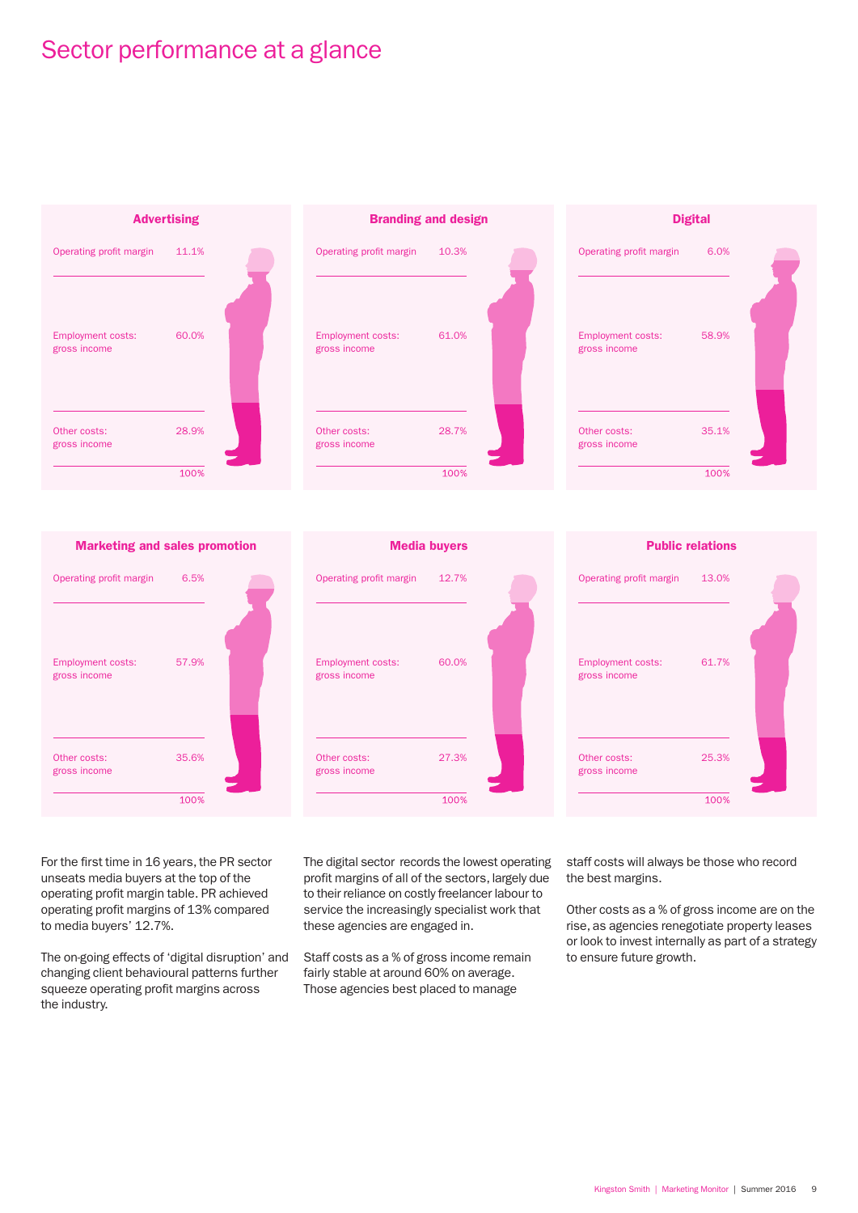# Sector performance at a glance

### Advertising

| | |
|---|---|
| Operating profit margin | 11.1% |
| Employment costs: gross income | 60.0% |
| Other costs: gross income | 28.9% |
| | 100% |

### Branding and design

| | |
|---|---|
| Operating profit margin | 10.3% |
| Employment costs: gross income | 61.0% |
| Other costs: gross income | 28.7% |
| | 100% |

### Digital

| | |
|---|---|
| Operating profit margin | 6.0% |
| Employment costs: gross income | 58.9% |
| Other costs: gross income | 35.1% |
| | 100% |

### Marketing and sales promotion

| | |
|---|---|
| Operating profit margin | 6.5% |
| Employment costs: gross income | 57.9% |
| Other costs: gross income | 35.6% |
| | 100% |

### Media buyers

| | |
|---|---|
| Operating profit margin | 12.7% |
| Employment costs: gross income | 60.0% |
| Other costs: gross income | 27.3% |
| | 100% |

### Public relations

| | |
|---|---|
| Operating profit margin | 13.0% |
| Employment costs: gross income | 61.7% |
| Other costs: gross income | 25.3% |
| | 100% |

For the first time in 16 years, the PR sector unseats media buyers at the top of the operating profit margin table. PR achieved operating profit margins of 13% compared to media buyers' 12.7%.

The on-going effects of 'digital disruption' and changing client behavioural patterns further squeeze operating profit margins across the industry.

The digital sector records the lowest operating profit margins of all of the sectors, largely due to their reliance on costly freelancer labour to service the increasingly specialist work that these agencies are engaged in.

Staff costs as a % of gross income remain fairly stable at around 60% on average. Those agencies best placed to manage staff costs will always be those who record the best margins.

Other costs as a % of gross income are on the rise, as agencies renegotiate property leases or look to invest internally as part of a strategy to ensure future growth.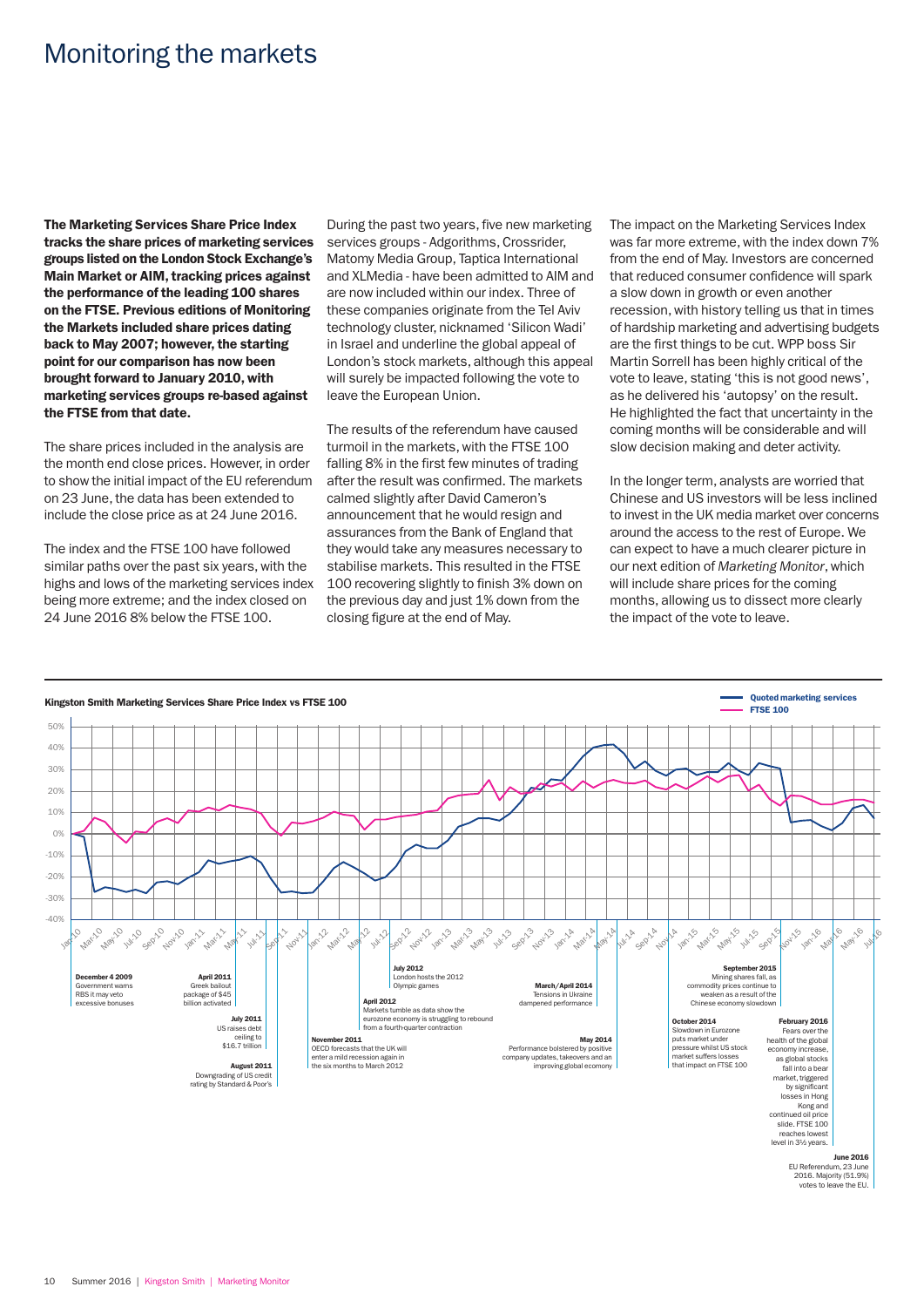# Monitoring the markets

**The Marketing Services Share Price Index tracks the share prices of marketing services groups listed on the London Stock Exchange's Main Market or AIM, tracking prices against the performance of the leading 100 shares on the FTSE. Previous editions of Monitoring the Markets included share prices dating back to May 2007; however, the starting point for our comparison has now been brought forward to January 2010, with marketing services groups re-based against the FTSE from that date.**

The share prices included in the analysis are the month end close prices. However, in order to show the initial impact of the EU referendum on 23 June, the data has been extended to include the close price as at 24 June 2016.

The index and the FTSE 100 have followed similar paths over the past six years, with the highs and lows of the marketing services index being more extreme; and the index closed on 24 June 2016 8% below the FTSE 100.

During the past two years, five new marketing services groups - Adgorithms, Crossrider, Matomy Media Group, Taptica International and XLMedia - have been admitted to AIM and are now included within our index. Three of these companies originate from the Tel Aviv technology cluster, nicknamed 'Silicon Wadi' in Israel and underline the global appeal of London's stock markets, although this appeal will surely be impacted following the vote to leave the European Union.

The results of the referendum have caused turmoil in the markets, with the FTSE 100 falling 8% in the first few minutes of trading after the result was confirmed. The markets calmed slightly after David Cameron's announcement that he would resign and assurances from the Bank of England that they would take any measures necessary to stabilise markets. This resulted in the FTSE 100 recovering slightly to finish 3% down on the previous day and just 1% down from the closing figure at the end of May.

The impact on the Marketing Services Index was far more extreme, with the index down 7% from the end of May. Investors are concerned that reduced consumer confidence will spark a slow down in growth or even another recession, with history telling us that in times of hardship marketing and advertising budgets are the first things to be cut. WPP boss Sir Martin Sorrell has been highly critical of the vote to leave, stating 'this is not good news', as he delivered his 'autopsy' on the result. He highlighted the fact that uncertainty in the coming months will be considerable and will slow decision making and deter activity.

In the longer term, analysts are worried that Chinese and US investors will be less inclined to invest in the UK media market over concerns around the access to the rest of Europe. We can expect to have a much clearer picture in our next edition of *Marketing Monitor*, which will include share prices for the coming months, allowing us to dissect more clearly the impact of the vote to leave.

**Kingston Smith Marketing Services Share Price Index vs FTSE 100**

Legend: Quoted marketing services; FTSE 100

**December 4 2009** Government warns RBS it may veto excessive bonuses

**April 2011** Greek bailout package of $45 billion activated

**July 2011** US raises debt ceiling to $16.7 trillion

**August 2011** Downgrading of US credit rating by Standard & Poor's

**November 2011** OECD forecasts that the UK will enter a mild recession again in the six months to March 2012

**April 2012** Markets tumble as data show the eurozone economy is struggling to rebound from a fourth-quarter contraction

**July 2012** London hosts the 2012 Olympic games

**March/April 2014** Tensions in Ukraine dampened performance

**May 2014** Performance bolstered by positive company updates, takeovers and an improving global economy

**October 2014** Slowdown in Eurozone puts market under pressure whilst US stock market suffers losses that impact on FTSE 100

**September 2015** Mining shares fall, as commodity prices continue to weaken as a result of the Chinese economy slowdown

**February 2016** Fears over the health of the global economy increase, as global stocks fall into a bear market, triggered by significant losses in Hong Kong and continued oil price slide. FTSE 100 reaches lowest level in 3½ years.

**June 2016** EU Referendum, 23 June 2016. Majority (51.9%) votes to leave the EU.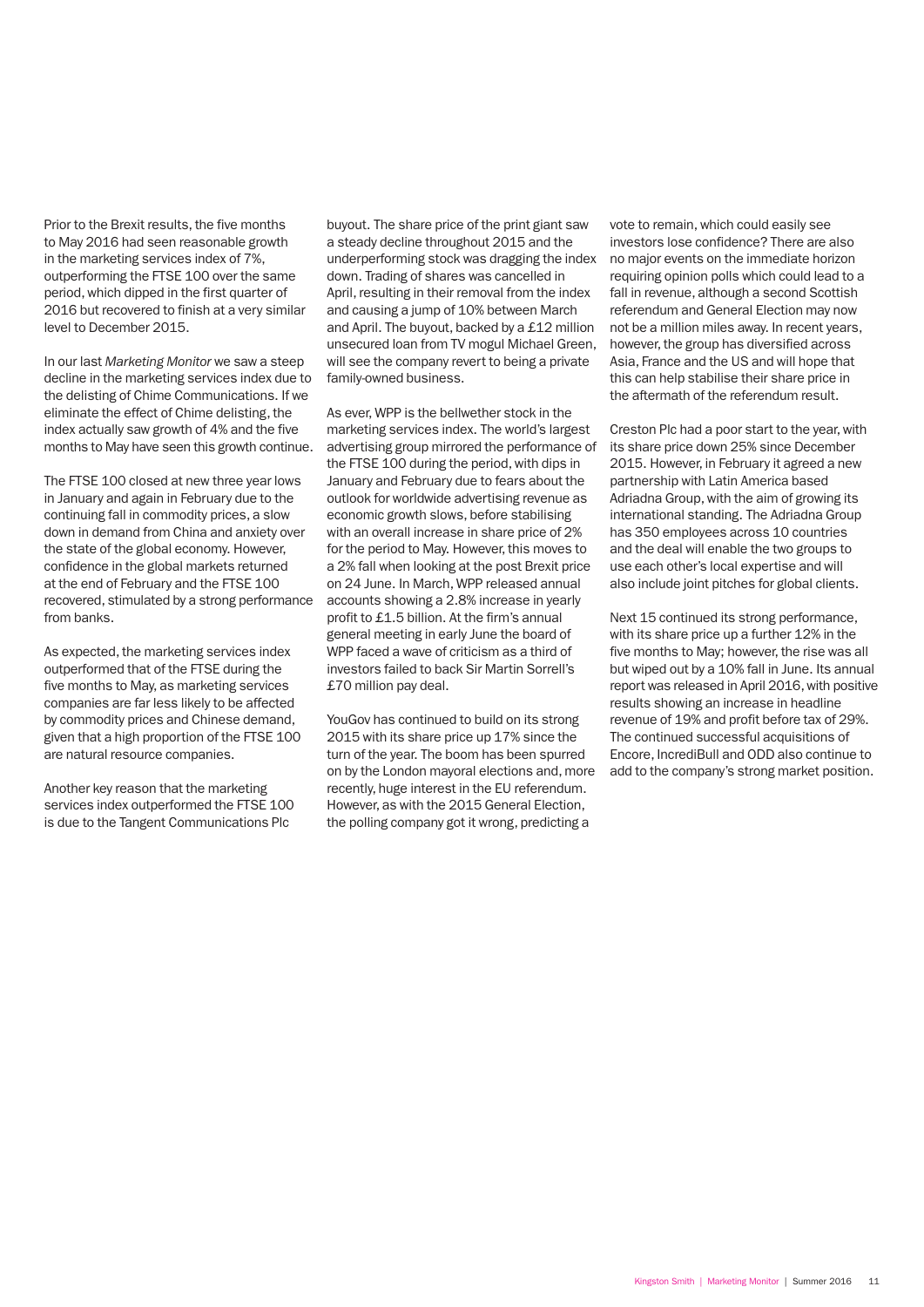Prior to the Brexit results, the five months to May 2016 had seen reasonable growth in the marketing services index of 7%, outperforming the FTSE 100 over the same period, which dipped in the first quarter of 2016 but recovered to finish at a very similar level to December 2015.

In our last *Marketing Monitor* we saw a steep decline in the marketing services index due to the delisting of Chime Communications. If we eliminate the effect of Chime delisting, the index actually saw growth of 4% and the five months to May have seen this growth continue.

The FTSE 100 closed at new three year lows in January and again in February due to the continuing fall in commodity prices, a slow down in demand from China and anxiety over the state of the global economy. However, confidence in the global markets returned at the end of February and the FTSE 100 recovered, stimulated by a strong performance from banks.

As expected, the marketing services index outperformed that of the FTSE during the five months to May, as marketing services companies are far less likely to be affected by commodity prices and Chinese demand, given that a high proportion of the FTSE 100 are natural resource companies.

Another key reason that the marketing services index outperformed the FTSE 100 is due to the Tangent Communications Plc buyout. The share price of the print giant saw a steady decline throughout 2015 and the underperforming stock was dragging the index down. Trading of shares was cancelled in April, resulting in their removal from the index and causing a jump of 10% between March and April. The buyout, backed by a £12 million unsecured loan from TV mogul Michael Green, will see the company revert to being a private family-owned business.

As ever, WPP is the bellwether stock in the marketing services index. The world's largest advertising group mirrored the performance of the FTSE 100 during the period, with dips in January and February due to fears about the outlook for worldwide advertising revenue as economic growth slows, before stabilising with an overall increase in share price of 2% for the period to May. However, this moves to a 2% fall when looking at the post Brexit price on 24 June. In March, WPP released annual accounts showing a 2.8% increase in yearly profit to £1.5 billion. At the firm's annual general meeting in early June the board of WPP faced a wave of criticism as a third of investors failed to back Sir Martin Sorrell's £70 million pay deal.

YouGov has continued to build on its strong 2015 with its share price up 17% since the turn of the year. The boom has been spurred on by the London mayoral elections and, more recently, huge interest in the EU referendum. However, as with the 2015 General Election, the polling company got it wrong, predicting a vote to remain, which could easily see investors lose confidence? There are also no major events on the immediate horizon requiring opinion polls which could lead to a fall in revenue, although a second Scottish referendum and General Election may now not be a million miles away. In recent years, however, the group has diversified across Asia, France and the US and will hope that this can help stabilise their share price in the aftermath of the referendum result.

Creston Plc had a poor start to the year, with its share price down 25% since December 2015. However, in February it agreed a new partnership with Latin America based Adriadna Group, with the aim of growing its international standing. The Adriadna Group has 350 employees across 10 countries and the deal will enable the two groups to use each other's local expertise and will also include joint pitches for global clients.

Next 15 continued its strong performance, with its share price up a further 12% in the five months to May; however, the rise was all but wiped out by a 10% fall in June. Its annual report was released in April 2016, with positive results showing an increase in headline revenue of 19% and profit before tax of 29%. The continued successful acquisitions of Encore, IncrediBull and ODD also continue to add to the company's strong market position.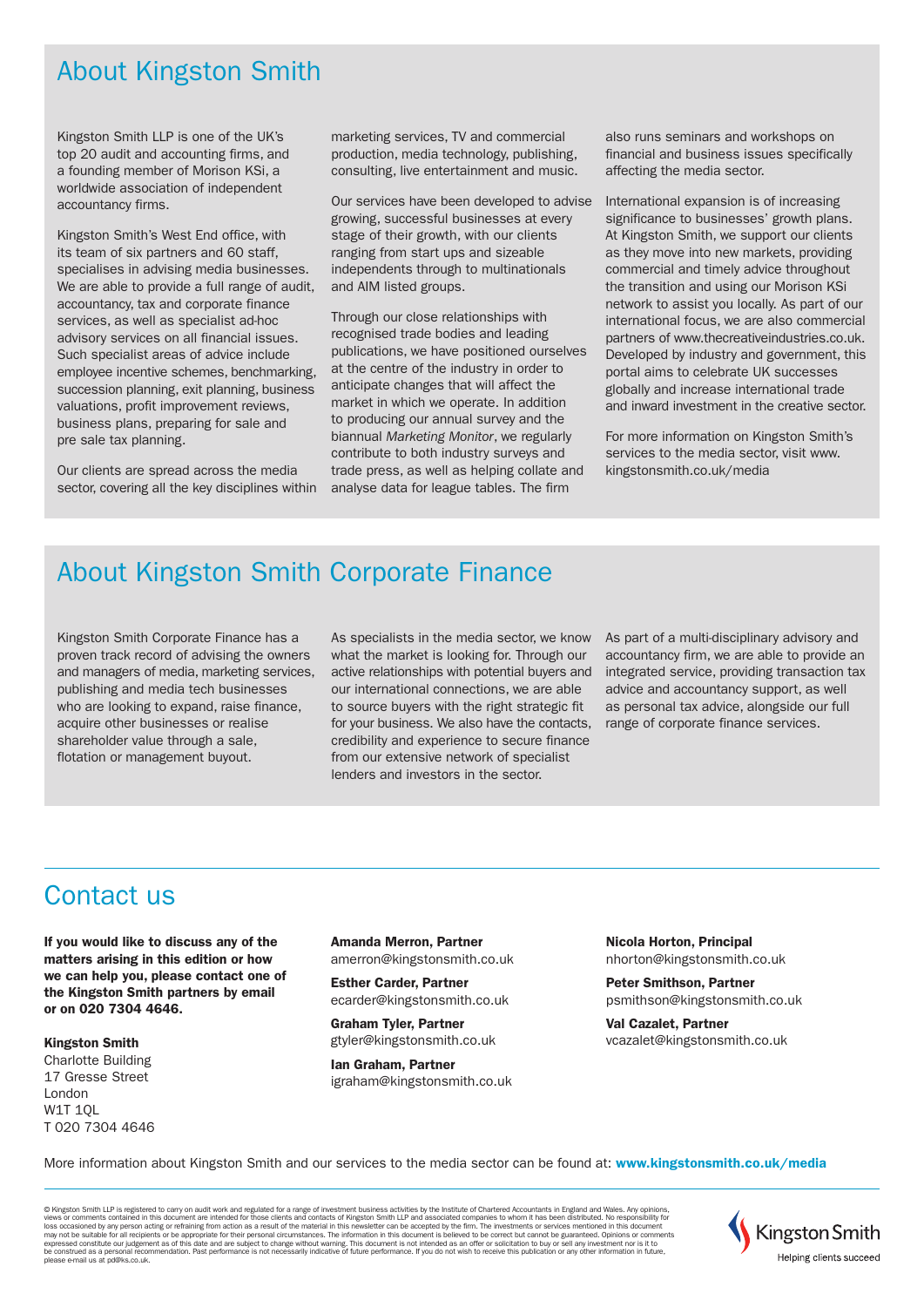## About Kingston Smith

Kingston Smith LLP is one of the UK's top 20 audit and accounting firms, and a founding member of Morison KSi, a worldwide association of independent accountancy firms.

Kingston Smith's West End office, with its team of six partners and 60 staff, specialises in advising media businesses. We are able to provide a full range of audit, accountancy, tax and corporate finance services, as well as specialist ad-hoc advisory services on all financial issues. Such specialist areas of advice include employee incentive schemes, benchmarking, succession planning, exit planning, business valuations, profit improvement reviews, business plans, preparing for sale and pre sale tax planning.

Our clients are spread across the media sector, covering all the key disciplines within marketing services, TV and commercial production, media technology, publishing, consulting, live entertainment and music.

Our services have been developed to advise growing, successful businesses at every stage of their growth, with our clients ranging from start ups and sizeable independents through to multinationals and AIM listed groups.

Through our close relationships with recognised trade bodies and leading publications, we have positioned ourselves at the centre of the industry in order to anticipate changes that will affect the market in which we operate. In addition to producing our annual survey and the biannual *Marketing Monitor*, we regularly contribute to both industry surveys and trade press, as well as helping collate and analyse data for league tables. The firm also runs seminars and workshops on financial and business issues specifically affecting the media sector.

International expansion is of increasing significance to businesses' growth plans. At Kingston Smith, we support our clients as they move into new markets, providing commercial and timely advice throughout the transition and using our Morison KSi network to assist you locally. As part of our international focus, we are also commercial partners of www.thecreativeindustries.co.uk. Developed by industry and government, this portal aims to celebrate UK successes globally and increase international trade and inward investment in the creative sector.

For more information on Kingston Smith's services to the media sector, visit www.kingstonsmith.co.uk/media

## About Kingston Smith Corporate Finance

Kingston Smith Corporate Finance has a proven track record of advising the owners and managers of media, marketing services, publishing and media tech businesses who are looking to expand, raise finance, acquire other businesses or realise shareholder value through a sale, flotation or management buyout.

As specialists in the media sector, we know what the market is looking for. Through our active relationships with potential buyers and our international connections, we are able to source buyers with the right strategic fit for your business. We also have the contacts, credibility and experience to secure finance from our extensive network of specialist lenders and investors in the sector.

As part of a multi-disciplinary advisory and accountancy firm, we are able to provide an integrated service, providing transaction tax advice and accountancy support, as well as personal tax advice, alongside our full range of corporate finance services.

## Contact us

**If you would like to discuss any of the matters arising in this edition or how we can help you, please contact one of the Kingston Smith partners by email or on 020 7304 4646.**

**Kingston Smith**
Charlotte Building
17 Gresse Street
London
W1T 1QL
T 020 7304 4646

**Amanda Merron, Partner**
amerron@kingstonsmith.co.uk

**Esther Carder, Partner**
ecarder@kingstonsmith.co.uk

**Graham Tyler, Partner**
gtyler@kingstonsmith.co.uk

**Ian Graham, Partner**
igraham@kingstonsmith.co.uk

**Nicola Horton, Principal**
nhorton@kingstonsmith.co.uk

**Peter Smithson, Partner**
psmithson@kingstonsmith.co.uk

**Val Cazalet, Partner**
vcazalet@kingstonsmith.co.uk

More information about Kingston Smith and our services to the media sector can be found at: **www.kingstonsmith.co.uk/media**

© Kingston Smith LLP is registered to carry on audit work and regulated for a range of investment business activities by the Institute of Chartered Accountants in England and Wales. Any opinions, views or comments contained in this document are intended for those clients and contacts of Kingston Smith LLP and associated companies to whom it has been distributed. No responsibility for loss occasioned by any person acting or refraining from action as a result of the material in this newsletter can be accepted by the firm. The investments or services mentioned in this document may not be suitable for all recipients or be appropriate for their personal circumstances. The information in this document is believed to be correct but cannot be guaranteed. Opinions or comments expressed constitute our judgement as of this date and are subject to change without warning. This document is not intended as an offer or solicitation to buy or sell any investment nor is it to be construed as a personal recommendation. Past performance is not necessarily indicative of future performance. If you do not wish to receive this publication or any other information in future, please e-mail us at pd@ks.co.uk.

Kingston Smith
Helping clients succeed